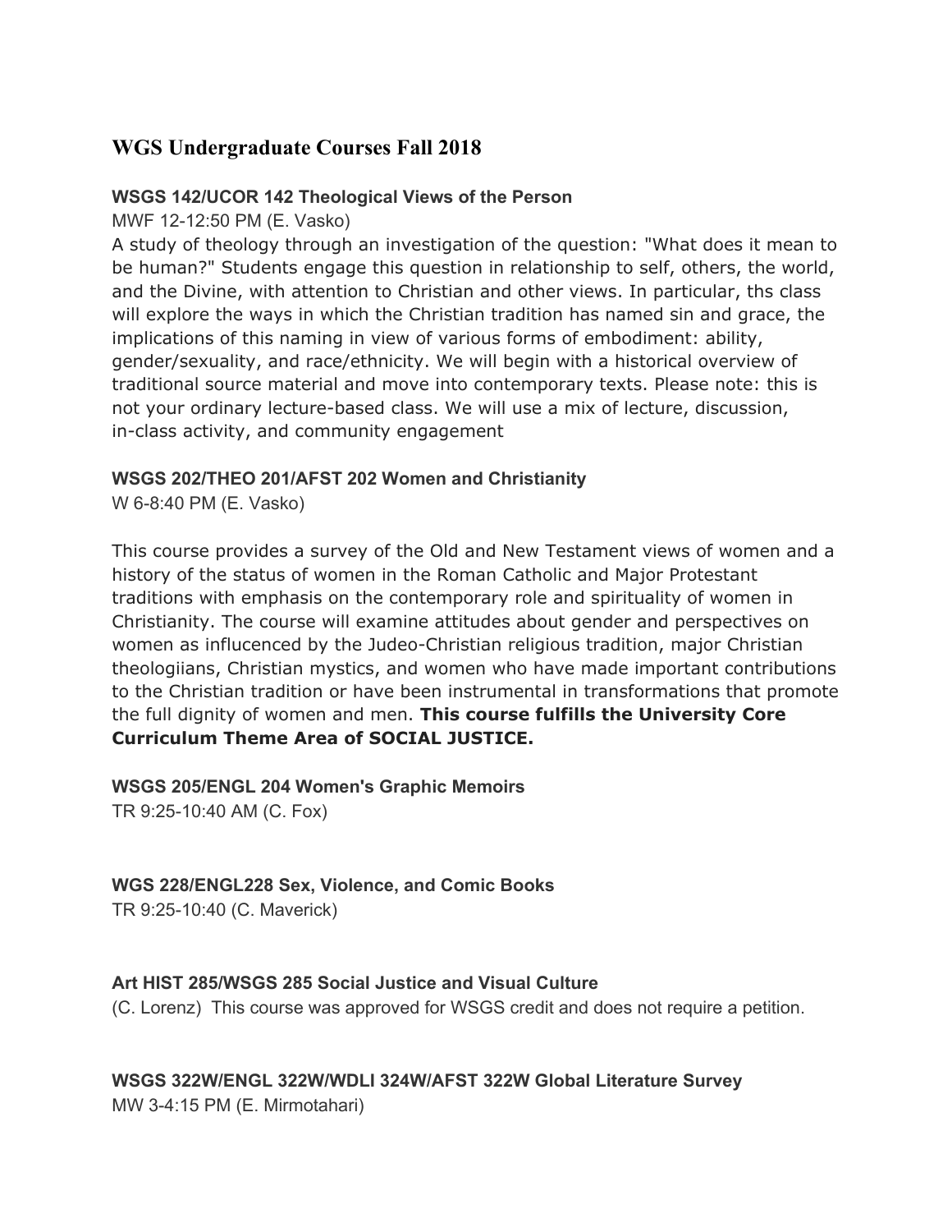## WGS Undergraduate Courses Fall 2018

**WSGS 142/UCOR 142 Theological Views of the Person**

MWF 12-12:50 PM (E. Vasko)

A study of theology through an investigation of the question: "What does it mean to be human?" Students engage this question in relationship to self, others, the world, and the Divine, with attention to Christian and other views. In particular, ths class will explore the ways in which the Christian tradition has named sin and grace, the implications of this naming in view of various forms of embodiment: ability, gender/sexuality, and race/ethnicity. We will begin with a historical overview of traditional source material and move into contemporary texts. Please note: this is not your ordinary lecture-based class. We will use a mix of lecture, discussion, in-class activity, and community engagement

**WSGS 202/THEO 201/AFST 202 Women and Christianity**

W 6-8:40 PM (E. Vasko)

This course provides a survey of the Old and New Testament views of women and a history of the status of women in the Roman Catholic and Major Protestant traditions with emphasis on the contemporary role and spirituality of women in Christianity. The course will examine attitudes about gender and perspectives on women as influcenced by the Judeo-Christian religious tradition, major Christian theologiians, Christian mystics, and women who have made important contributions to the Christian tradition or have been instrumental in transformations that promote the full dignity of women and men. **This course fulfills the University Core Curriculum Theme Area of SOCIAL JUSTICE.**

**WSGS 205/ENGL 204 Women's Graphic Memoirs**

TR 9:25-10:40 AM (C. Fox)

**WGS 228/ENGL228 Sex, Violence, and Comic Books**

TR 9:25-10:40 (C. Maverick)

**Art HIST 285/WSGS 285 Social Justice and Visual Culture**

(C. Lorenz) This course was approved for WSGS credit and does not require a petition.

**WSGS 322W/ENGL 322W/WDLI 324W/AFST 322W Global Literature Survey**

MW 3-4:15 PM (E. Mirmotahari)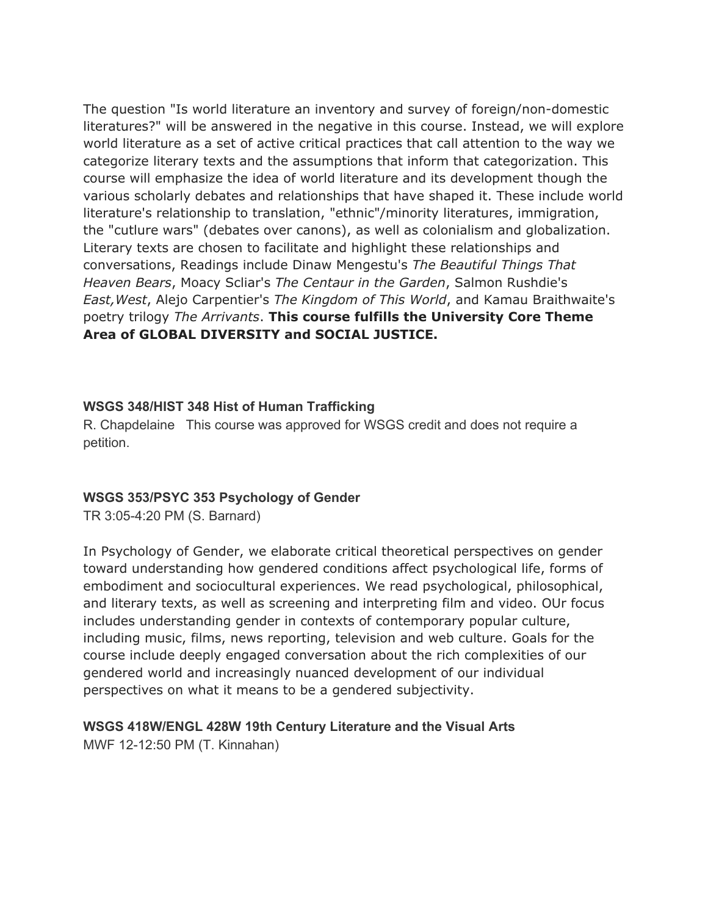The question "Is world literature an inventory and survey of foreign/non-domestic literatures?" will be answered in the negative in this course. Instead, we will explore world literature as a set of active critical practices that call attention to the way we categorize literary texts and the assumptions that inform that categorization. This course will emphasize the idea of world literature and its development though the various scholarly debates and relationships that have shaped it. These include world literature's relationship to translation, "ethnic"/minority literatures, immigration, the "cutlure wars" (debates over canons), as well as colonialism and globalization. Literary texts are chosen to facilitate and highlight these relationships and conversations, Readings include Dinaw Mengestu's *The Beautiful Things That Heaven Bears*, Moacy Scliar's *The Centaur in the Garden*, Salmon Rushdie's *East,West*, Alejo Carpentier's *The Kingdom of This World*, and Kamau Braithwaite's poetry trilogy *The Arrivants*. **This course fulfills the University Core Theme Area of GLOBAL DIVERSITY and SOCIAL JUSTICE.**

### WSGS 348/HIST 348 Hist of Human Trafficking

R. Chapdelaine This course was approved for WSGS credit and does not require a petition.

### WSGS 353/PSYC 353 Psychology of Gender

TR 3:05-4:20 PM (S. Barnard)

In Psychology of Gender, we elaborate critical theoretical perspectives on gender toward understanding how gendered conditions affect psychological life, forms of embodiment and sociocultural experiences. We read psychological, philosophical, and literary texts, as well as screening and interpreting film and video. OUr focus includes understanding gender in contexts of contemporary popular culture, including music, films, news reporting, television and web culture. Goals for the course include deeply engaged conversation about the rich complexities of our gendered world and increasingly nuanced development of our individual perspectives on what it means to be a gendered subjectivity.

### WSGS 418W/ENGL 428W 19th Century Literature and the Visual Arts

MWF 12-12:50 PM (T. Kinnahan)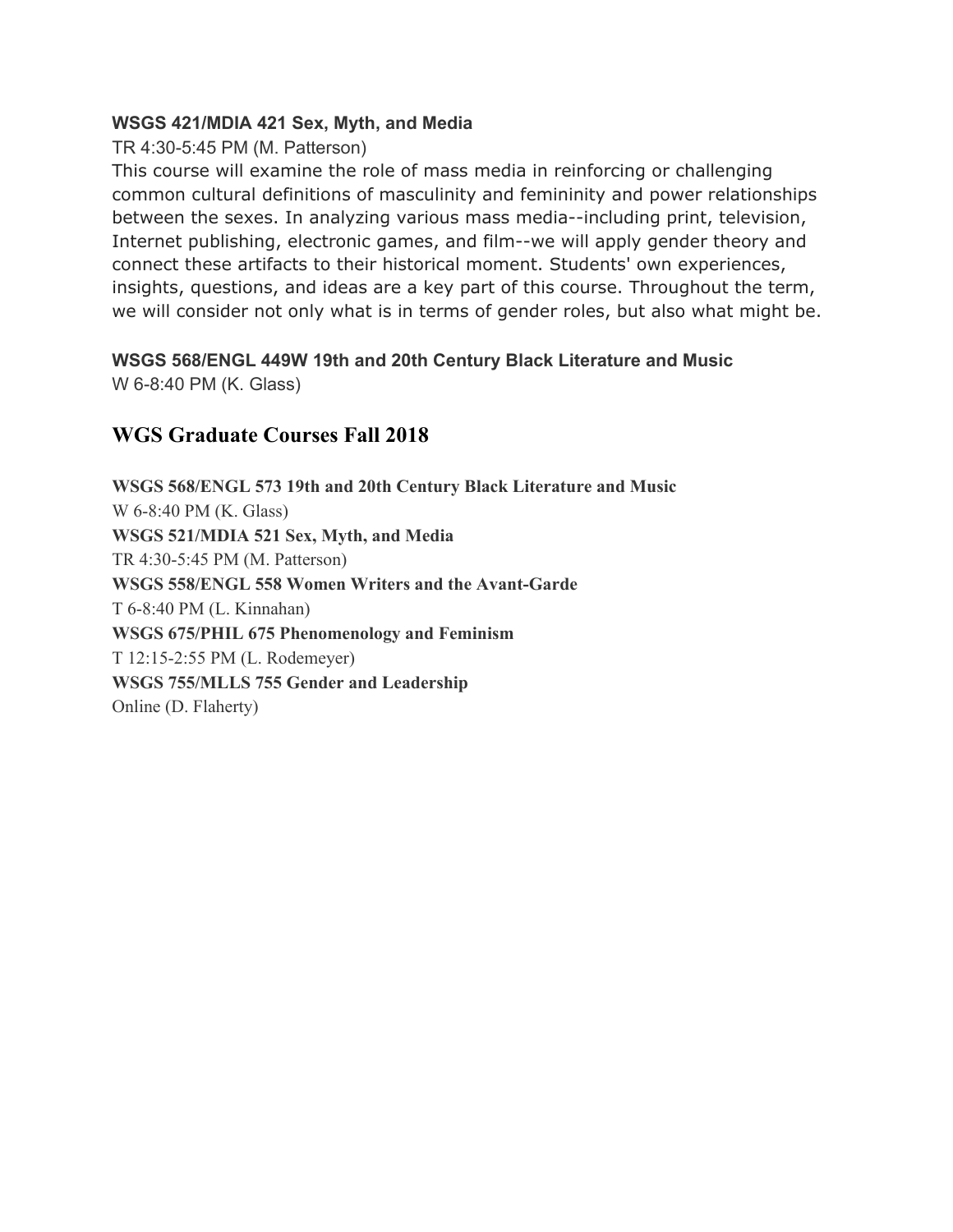**WSGS 421/MDIA 421 Sex, Myth, and Media**

TR 4:30-5:45 PM (M. Patterson)

This course will examine the role of mass media in reinforcing or challenging common cultural definitions of masculinity and femininity and power relationships between the sexes. In analyzing various mass media--including print, television, Internet publishing, electronic games, and film--we will apply gender theory and connect these artifacts to their historical moment. Students' own experiences, insights, questions, and ideas are a key part of this course. Throughout the term, we will consider not only what is in terms of gender roles, but also what might be.

**WSGS 568/ENGL 449W 19th and 20th Century Black Literature and Music**

W 6-8:40 PM (K. Glass)

## WGS Graduate Courses Fall 2018

**WSGS 568/ENGL 573 19th and 20th Century Black Literature and Music**

W 6-8:40 PM (K. Glass)

**WSGS 521/MDIA 521 Sex, Myth, and Media**

TR 4:30-5:45 PM (M. Patterson)

**WSGS 558/ENGL 558 Women Writers and the Avant-Garde**

T 6-8:40 PM (L. Kinnahan)

**WSGS 675/PHIL 675 Phenomenology and Feminism**

T 12:15-2:55 PM (L. Rodemeyer)

**WSGS 755/MLLS 755 Gender and Leadership**

Online (D. Flaherty)